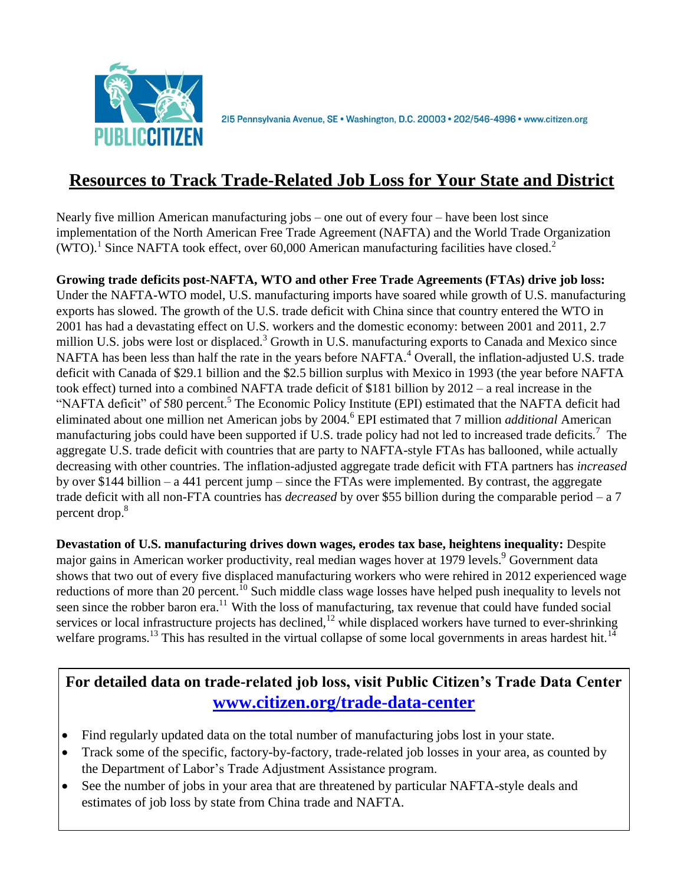PUBLICCITIZEN

215 Pennsylvania Avenue, SE • Washington, D.C. 20003 • 202/546-4996 • www.citizen.org

# Resources to Track Trade-Related Job Loss for Your State and District

Nearly five million American manufacturing jobs – one out of every four – have been lost since implementation of the North American Free Trade Agreement (NAFTA) and the World Trade Organization (WTO).[1] Since NAFTA took effect, over 60,000 American manufacturing facilities have closed.[2]

**Growing trade deficits post-NAFTA, WTO and other Free Trade Agreements (FTAs) drive job loss:** Under the NAFTA-WTO model, U.S. manufacturing imports have soared while growth of U.S. manufacturing exports has slowed. The growth of the U.S. trade deficit with China since that country entered the WTO in 2001 has had a devastating effect on U.S. workers and the domestic economy: between 2001 and 2011, 2.7 million U.S. jobs were lost or displaced.[3] Growth in U.S. manufacturing exports to Canada and Mexico since NAFTA has been less than half the rate in the years before NAFTA.[4] Overall, the inflation-adjusted U.S. trade deficit with Canada of $29.1 billion and the $2.5 billion surplus with Mexico in 1993 (the year before NAFTA took effect) turned into a combined NAFTA trade deficit of $181 billion by 2012 – a real increase in the "NAFTA deficit" of 580 percent.[5] The Economic Policy Institute (EPI) estimated that the NAFTA deficit had eliminated about one million net American jobs by 2004.[6] EPI estimated that 7 million *additional* American manufacturing jobs could have been supported if U.S. trade policy had not led to increased trade deficits.[7] The aggregate U.S. trade deficit with countries that are party to NAFTA-style FTAs has ballooned, while actually decreasing with other countries. The inflation-adjusted aggregate trade deficit with FTA partners has *increased* by over $144 billion – a 441 percent jump – since the FTAs were implemented. By contrast, the aggregate trade deficit with all non-FTA countries has *decreased* by over $55 billion during the comparable period – a 7 percent drop.[8]

**Devastation of U.S. manufacturing drives down wages, erodes tax base, heightens inequality:** Despite major gains in American worker productivity, real median wages hover at 1979 levels.[9] Government data shows that two out of every five displaced manufacturing workers who were rehired in 2012 experienced wage reductions of more than 20 percent.[10] Such middle class wage losses have helped push inequality to levels not seen since the robber baron era.[11] With the loss of manufacturing, tax revenue that could have funded social services or local infrastructure projects has declined,[12] while displaced workers have turned to ever-shrinking welfare programs.[13] This has resulted in the virtual collapse of some local governments in areas hardest hit.[14]

## For detailed data on trade-related job loss, visit Public Citizen's Trade Data Center [www.citizen.org/trade-data-center](http://www.citizen.org/trade-data-center)

- Find regularly updated data on the total number of manufacturing jobs lost in your state.
- Track some of the specific, factory-by-factory, trade-related job losses in your area, as counted by the Department of Labor's Trade Adjustment Assistance program.
- See the number of jobs in your area that are threatened by particular NAFTA-style deals and estimates of job loss by state from China trade and NAFTA.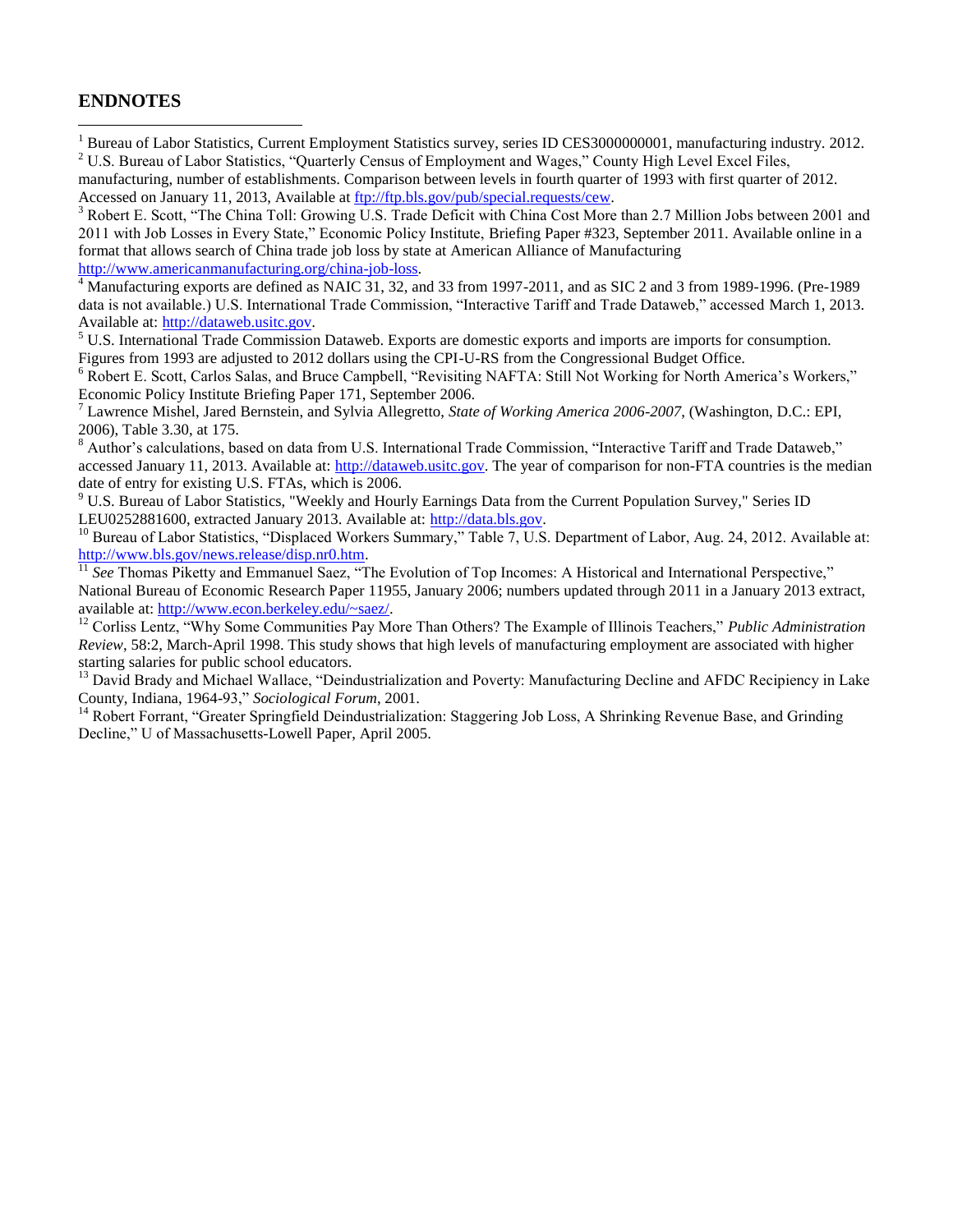## ENDNOTES

[1] Bureau of Labor Statistics, Current Employment Statistics survey, series ID CES3000000001, manufacturing industry. 2012.

[2] U.S. Bureau of Labor Statistics, "Quarterly Census of Employment and Wages," County High Level Excel Files, manufacturing, number of establishments. Comparison between levels in fourth quarter of 1993 with first quarter of 2012. Accessed on January 11, 2013, Available at ftp://ftp.bls.gov/pub/special.requests/cew.

[3] Robert E. Scott, "The China Toll: Growing U.S. Trade Deficit with China Cost More than 2.7 Million Jobs between 2001 and 2011 with Job Losses in Every State," Economic Policy Institute, Briefing Paper #323, September 2011. Available online in a format that allows search of China trade job loss by state at American Alliance of Manufacturing http://www.americanmanufacturing.org/china-job-loss.

[4] Manufacturing exports are defined as NAIC 31, 32, and 33 from 1997-2011, and as SIC 2 and 3 from 1989-1996. (Pre-1989 data is not available.) U.S. International Trade Commission, "Interactive Tariff and Trade Dataweb," accessed March 1, 2013. Available at: http://dataweb.usitc.gov.

[5] U.S. International Trade Commission Dataweb. Exports are domestic exports and imports are imports for consumption. Figures from 1993 are adjusted to 2012 dollars using the CPI-U-RS from the Congressional Budget Office.

[6] Robert E. Scott, Carlos Salas, and Bruce Campbell, "Revisiting NAFTA: Still Not Working for North America's Workers," Economic Policy Institute Briefing Paper 171, September 2006.

[7] Lawrence Mishel, Jared Bernstein, and Sylvia Allegretto, *State of Working America 2006-2007*, (Washington, D.C.: EPI, 2006), Table 3.30, at 175.

[8] Author's calculations, based on data from U.S. International Trade Commission, "Interactive Tariff and Trade Dataweb," accessed January 11, 2013. Available at: http://dataweb.usitc.gov. The year of comparison for non-FTA countries is the median date of entry for existing U.S. FTAs, which is 2006.

[9] U.S. Bureau of Labor Statistics, "Weekly and Hourly Earnings Data from the Current Population Survey," Series ID LEU0252881600, extracted January 2013. Available at: http://data.bls.gov.

[10] Bureau of Labor Statistics, "Displaced Workers Summary," Table 7, U.S. Department of Labor, Aug. 24, 2012. Available at: http://www.bls.gov/news.release/disp.nr0.htm.

[11] *See* Thomas Piketty and Emmanuel Saez, "The Evolution of Top Incomes: A Historical and International Perspective," National Bureau of Economic Research Paper 11955, January 2006; numbers updated through 2011 in a January 2013 extract, available at: http://www.econ.berkeley.edu/~saez/.

[12] Corliss Lentz, "Why Some Communities Pay More Than Others? The Example of Illinois Teachers," *Public Administration Review*, 58:2, March-April 1998. This study shows that high levels of manufacturing employment are associated with higher starting salaries for public school educators.

[13] David Brady and Michael Wallace, "Deindustrialization and Poverty: Manufacturing Decline and AFDC Recipiency in Lake County, Indiana, 1964-93," *Sociological Forum*, 2001.

[14] Robert Forrant, "Greater Springfield Deindustrialization: Staggering Job Loss, A Shrinking Revenue Base, and Grinding Decline," U of Massachusetts-Lowell Paper, April 2005.